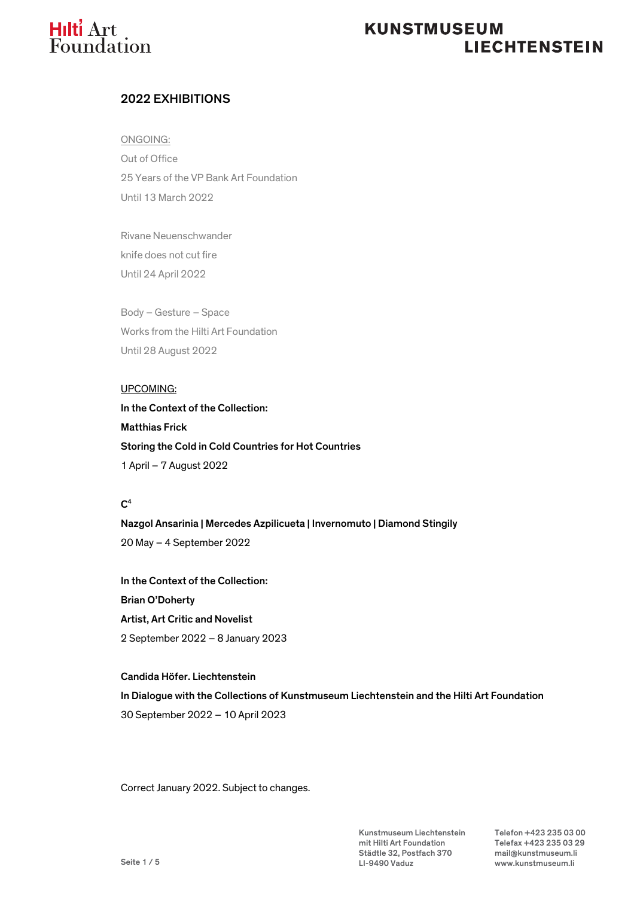# 2022 EXHIBITIONS

ONGOING:

Out of Office

25 Years of the VP Bank Art Foundation

Until 13 March 2022

Rivane Neuenschwander

knife does not cut fire

Until 24 April 2022

Body – Gesture – Space

Works from the Hilti Art Foundation

Until 28 August 2022

UPCOMING:

**In the Context of the Collection:**

**Matthias Frick**

**Storing the Cold in Cold Countries for Hot Countries**

1 April – 7 August 2022

**$C^4$**

**Nazgol Ansarinia | Mercedes Azpilicueta | Invernomuto | Diamond Stingily**

20 May – 4 September 2022

**In the Context of the Collection:**

**Brian O'Doherty**

**Artist, Art Critic and Novelist**

2 September 2022 – 8 January 2023

**Candida Höfer. Liechtenstein**

**In Dialogue with the Collections of Kunstmuseum Liechtenstein and the Hilti Art Foundation**

30 September 2022 – 10 April 2023

Correct January 2022. Subject to changes.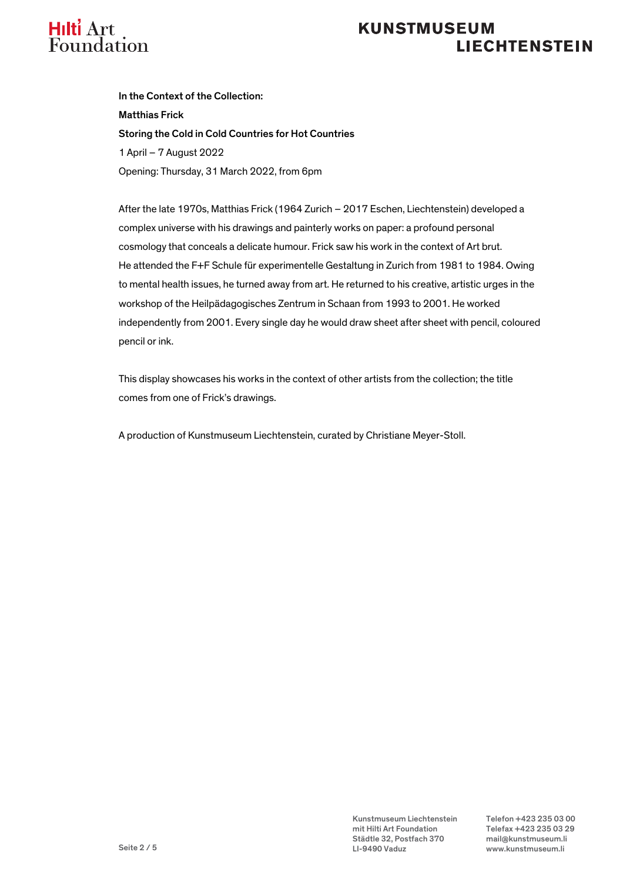**In the Context of the Collection:**

**Matthias Frick**

**Storing the Cold in Cold Countries for Hot Countries**

1 April – 7 August 2022

Opening: Thursday, 31 March 2022, from 6pm

After the late 1970s, Matthias Frick (1964 Zurich – 2017 Eschen, Liechtenstein) developed a complex universe with his drawings and painterly works on paper: a profound personal cosmology that conceals a delicate humour. Frick saw his work in the context of Art brut. He attended the F+F Schule für experimentelle Gestaltung in Zurich from 1981 to 1984. Owing to mental health issues, he turned away from art. He returned to his creative, artistic urges in the workshop of the Heilpädagogisches Zentrum in Schaan from 1993 to 2001. He worked independently from 2001. Every single day he would draw sheet after sheet with pencil, coloured pencil or ink.

This display showcases his works in the context of other artists from the collection; the title comes from one of Frick's drawings.

A production of Kunstmuseum Liechtenstein, curated by Christiane Meyer-Stoll.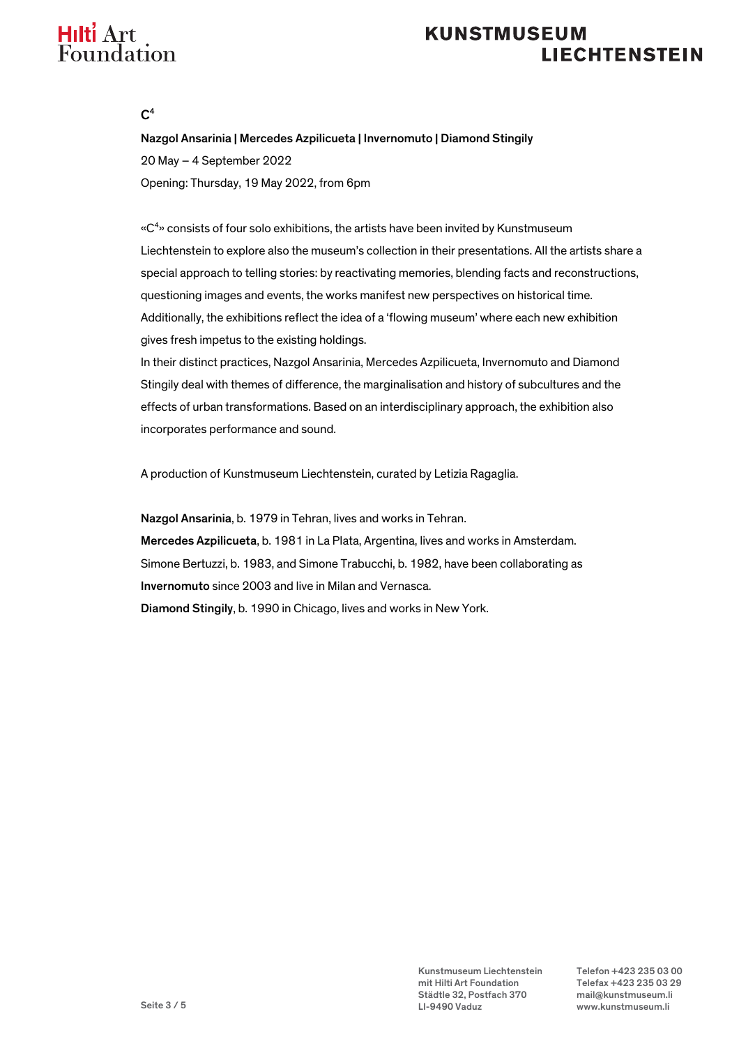# C⁴

**Nazgol Ansarinia | Mercedes Azpilicueta | Invernomuto | Diamond Stingily**

20 May – 4 September 2022

Opening: Thursday, 19 May 2022, from 6pm

«C⁴» consists of four solo exhibitions, the artists have been invited by Kunstmuseum Liechtenstein to explore also the museum's collection in their presentations. All the artists share a special approach to telling stories: by reactivating memories, blending facts and reconstructions, questioning images and events, the works manifest new perspectives on historical time. Additionally, the exhibitions reflect the idea of a 'flowing museum' where each new exhibition gives fresh impetus to the existing holdings.

In their distinct practices, Nazgol Ansarinia, Mercedes Azpilicueta, Invernomuto and Diamond Stingily deal with themes of difference, the marginalisation and history of subcultures and the effects of urban transformations. Based on an interdisciplinary approach, the exhibition also incorporates performance and sound.

A production of Kunstmuseum Liechtenstein, curated by Letizia Ragaglia.

**Nazgol Ansarinia**, b. 1979 in Tehran, lives and works in Tehran.

**Mercedes Azpilicueta**, b. 1981 in La Plata, Argentina, lives and works in Amsterdam.

Simone Bertuzzi, b. 1983, and Simone Trabucchi, b. 1982, have been collaborating as **Invernomuto** since 2003 and live in Milan and Vernasca.

**Diamond Stingily**, b. 1990 in Chicago, lives and works in New York.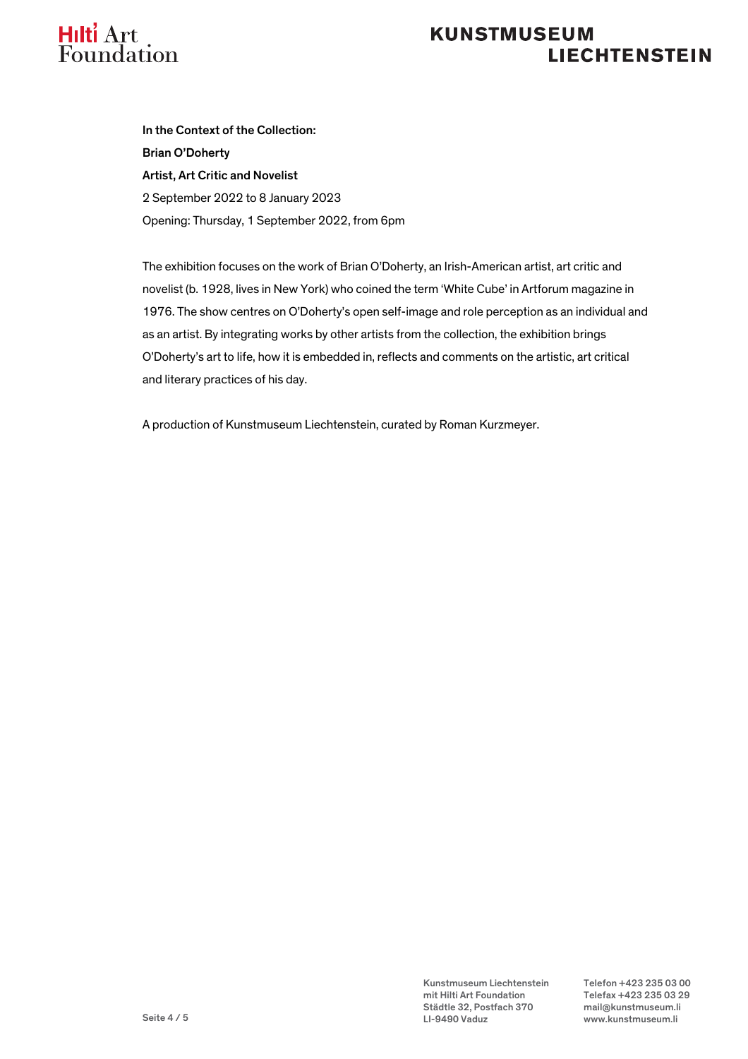**In the Context of the Collection:**
**Brian O'Doherty**
**Artist, Art Critic and Novelist**
2 September 2022 to 8 January 2023
Opening: Thursday, 1 September 2022, from 6pm

The exhibition focuses on the work of Brian O'Doherty, an Irish-American artist, art critic and novelist (b. 1928, lives in New York) who coined the term 'White Cube' in Artforum magazine in 1976. The show centres on O'Doherty's open self-image and role perception as an individual and as an artist. By integrating works by other artists from the collection, the exhibition brings O'Doherty's art to life, how it is embedded in, reflects and comments on the artistic, art critical and literary practices of his day.

A production of Kunstmuseum Liechtenstein, curated by Roman Kurzmeyer.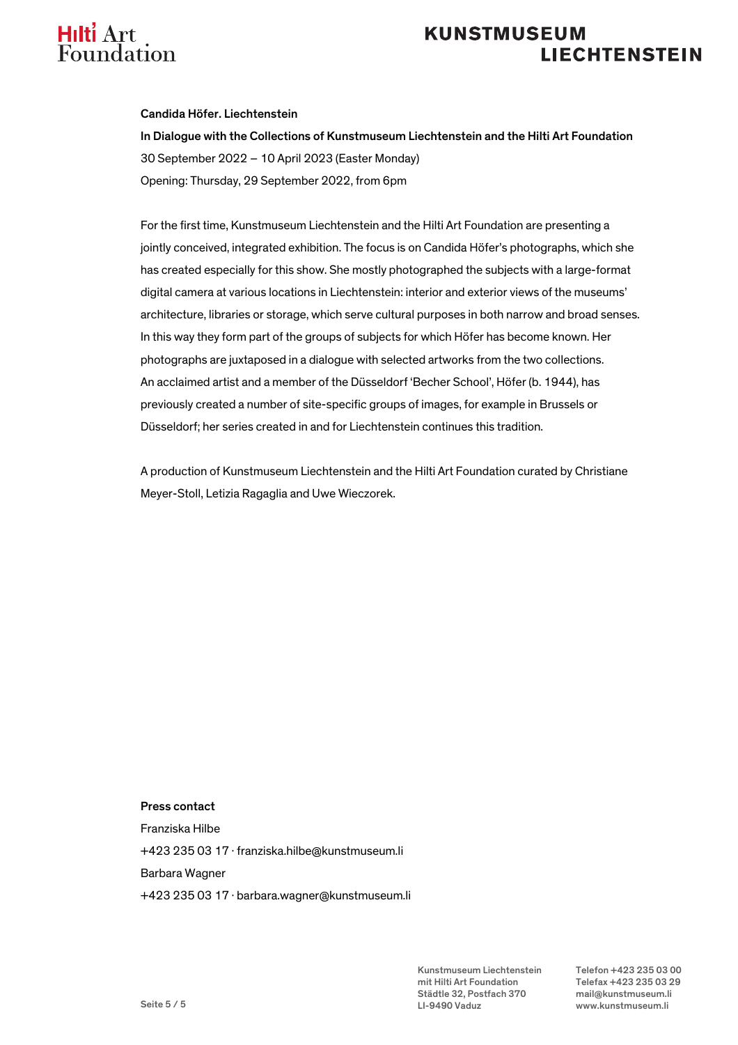**Candida Höfer. Liechtenstein**

**In Dialogue with the Collections of Kunstmuseum Liechtenstein and the Hilti Art Foundation**

30 September 2022 – 10 April 2023 (Easter Monday)

Opening: Thursday, 29 September 2022, from 6pm

For the first time, Kunstmuseum Liechtenstein and the Hilti Art Foundation are presenting a jointly conceived, integrated exhibition. The focus is on Candida Höfer's photographs, which she has created especially for this show. She mostly photographed the subjects with a large-format digital camera at various locations in Liechtenstein: interior and exterior views of the museums' architecture, libraries or storage, which serve cultural purposes in both narrow and broad senses. In this way they form part of the groups of subjects for which Höfer has become known. Her photographs are juxtaposed in a dialogue with selected artworks from the two collections. An acclaimed artist and a member of the Düsseldorf 'Becher School', Höfer (b. 1944), has previously created a number of site-specific groups of images, for example in Brussels or Düsseldorf; her series created in and for Liechtenstein continues this tradition.

A production of Kunstmuseum Liechtenstein and the Hilti Art Foundation curated by Christiane Meyer-Stoll, Letizia Ragaglia and Uwe Wieczorek.

**Press contact**

Franziska Hilbe

+423 235 03 17 · franziska.hilbe@kunstmuseum.li

Barbara Wagner

+423 235 03 17 · barbara.wagner@kunstmuseum.li